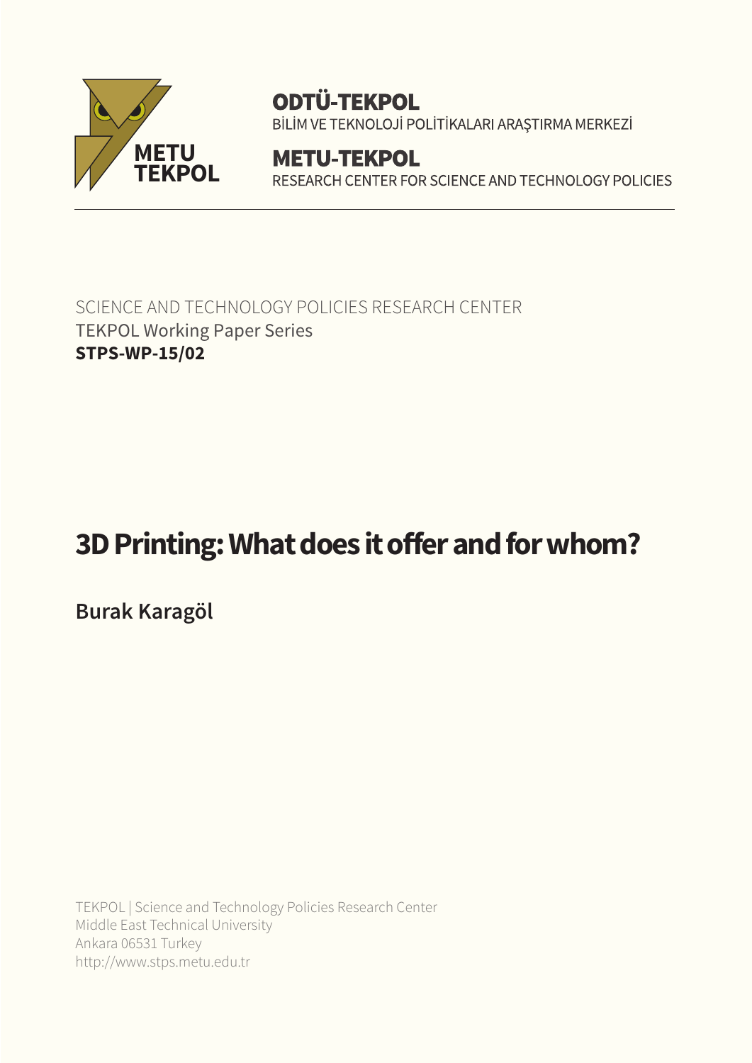**ODTÜ-TEKPOL**
BİLİM VE TEKNOLOJİ POLİTİKALARI ARAŞTIRMA MERKEZİ

**METU-TEKPOL**
RESEARCH CENTER FOR SCIENCE AND TECHNOLOGY POLICIES

SCIENCE AND TECHNOLOGY POLICIES RESEARCH CENTER
TEKPOL Working Paper Series
**STPS-WP-15/02**

# 3D Printing: What does it offer and for whom?

**Burak Karagöl**

TEKPOL | Science and Technology Policies Research Center
Middle East Technical University
Ankara 06531 Turkey
http://www.stps.metu.edu.tr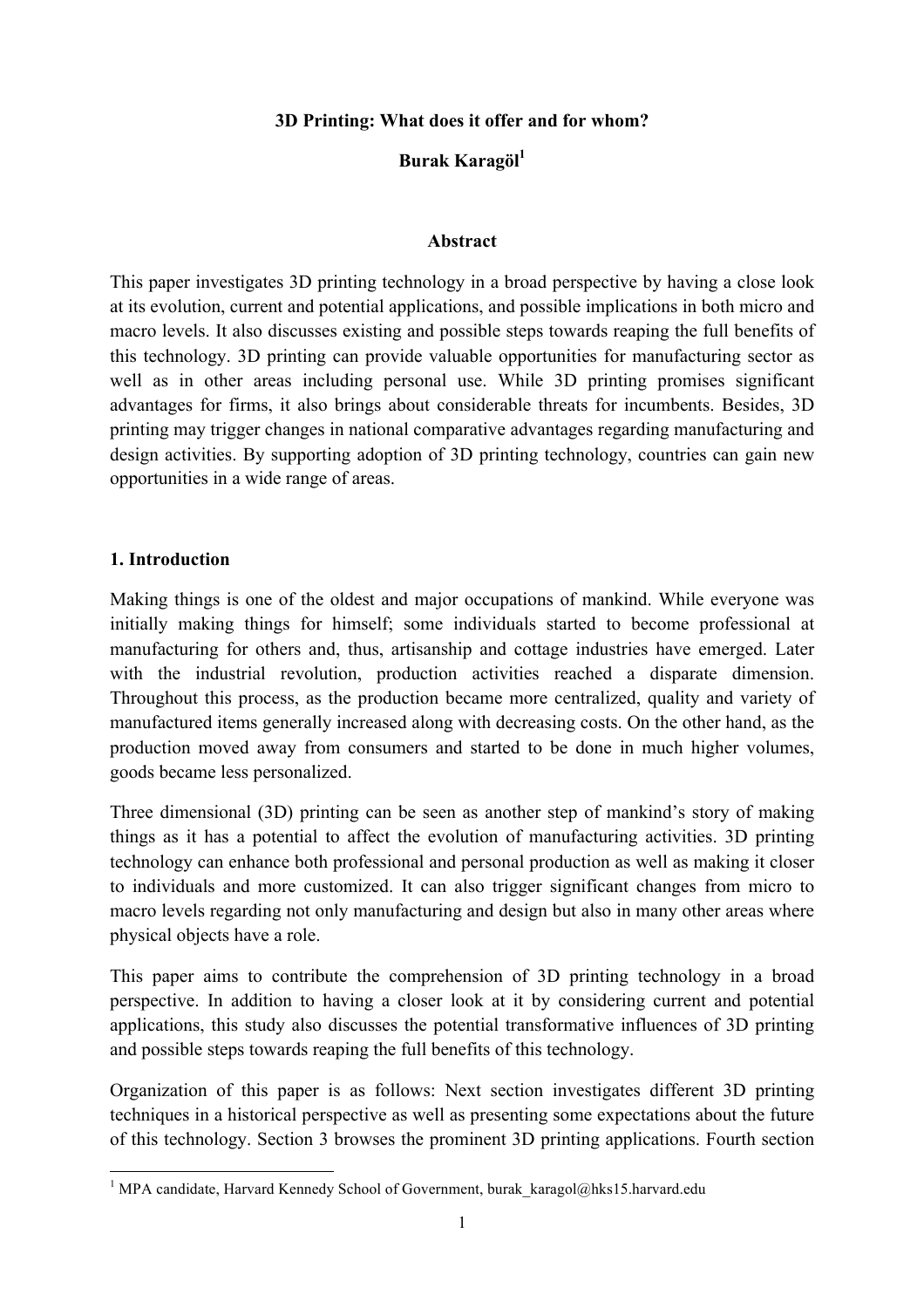**3D Printing: What does it offer and for whom?**

**Burak Karagöl**[1]

**Abstract**

This paper investigates 3D printing technology in a broad perspective by having a close look at its evolution, current and potential applications, and possible implications in both micro and macro levels. It also discusses existing and possible steps towards reaping the full benefits of this technology. 3D printing can provide valuable opportunities for manufacturing sector as well as in other areas including personal use. While 3D printing promises significant advantages for firms, it also brings about considerable threats for incumbents. Besides, 3D printing may trigger changes in national comparative advantages regarding manufacturing and design activities. By supporting adoption of 3D printing technology, countries can gain new opportunities in a wide range of areas.

## 1. Introduction

Making things is one of the oldest and major occupations of mankind. While everyone was initially making things for himself; some individuals started to become professional at manufacturing for others and, thus, artisanship and cottage industries have emerged. Later with the industrial revolution, production activities reached a disparate dimension. Throughout this process, as the production became more centralized, quality and variety of manufactured items generally increased along with decreasing costs. On the other hand, as the production moved away from consumers and started to be done in much higher volumes, goods became less personalized.

Three dimensional (3D) printing can be seen as another step of mankind's story of making things as it has a potential to affect the evolution of manufacturing activities. 3D printing technology can enhance both professional and personal production as well as making it closer to individuals and more customized. It can also trigger significant changes from micro to macro levels regarding not only manufacturing and design but also in many other areas where physical objects have a role.

This paper aims to contribute the comprehension of 3D printing technology in a broad perspective. In addition to having a closer look at it by considering current and potential applications, this study also discusses the potential transformative influences of 3D printing and possible steps towards reaping the full benefits of this technology.

Organization of this paper is as follows: Next section investigates different 3D printing techniques in a historical perspective as well as presenting some expectations about the future of this technology. Section 3 browses the prominent 3D printing applications. Fourth section

[1] MPA candidate, Harvard Kennedy School of Government, burak_karagol@hks15.harvard.edu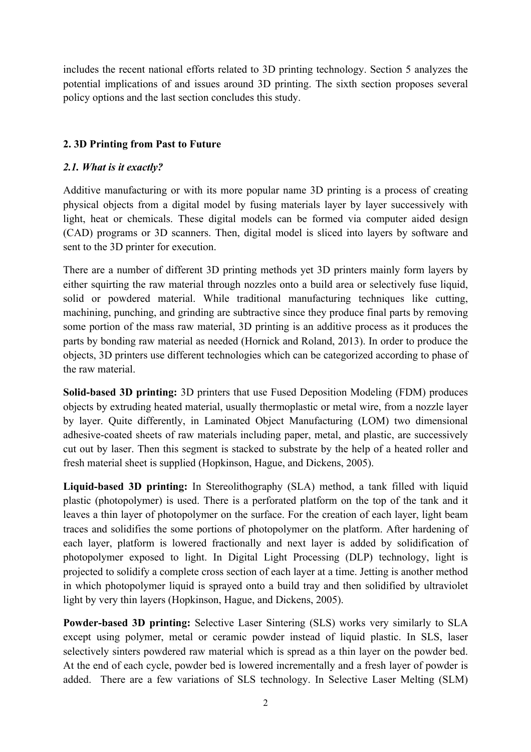includes the recent national efforts related to 3D printing technology. Section 5 analyzes the potential implications of and issues around 3D printing. The sixth section proposes several policy options and the last section concludes this study.

## 2. 3D Printing from Past to Future

### *2.1. What is it exactly?*

Additive manufacturing or with its more popular name 3D printing is a process of creating physical objects from a digital model by fusing materials layer by layer successively with light, heat or chemicals. These digital models can be formed via computer aided design (CAD) programs or 3D scanners. Then, digital model is sliced into layers by software and sent to the 3D printer for execution.

There are a number of different 3D printing methods yet 3D printers mainly form layers by either squirting the raw material through nozzles onto a build area or selectively fuse liquid, solid or powdered material. While traditional manufacturing techniques like cutting, machining, punching, and grinding are subtractive since they produce final parts by removing some portion of the mass raw material, 3D printing is an additive process as it produces the parts by bonding raw material as needed (Hornick and Roland, 2013). In order to produce the objects, 3D printers use different technologies which can be categorized according to phase of the raw material.

**Solid-based 3D printing:** 3D printers that use Fused Deposition Modeling (FDM) produces objects by extruding heated material, usually thermoplastic or metal wire, from a nozzle layer by layer. Quite differently, in Laminated Object Manufacturing (LOM) two dimensional adhesive-coated sheets of raw materials including paper, metal, and plastic, are successively cut out by laser. Then this segment is stacked to substrate by the help of a heated roller and fresh material sheet is supplied (Hopkinson, Hague, and Dickens, 2005).

**Liquid-based 3D printing:** In Stereolithography (SLA) method, a tank filled with liquid plastic (photopolymer) is used. There is a perforated platform on the top of the tank and it leaves a thin layer of photopolymer on the surface. For the creation of each layer, light beam traces and solidifies the some portions of photopolymer on the platform. After hardening of each layer, platform is lowered fractionally and next layer is added by solidification of photopolymer exposed to light. In Digital Light Processing (DLP) technology, light is projected to solidify a complete cross section of each layer at a time. Jetting is another method in which photopolymer liquid is sprayed onto a build tray and then solidified by ultraviolet light by very thin layers (Hopkinson, Hague, and Dickens, 2005).

**Powder-based 3D printing:** Selective Laser Sintering (SLS) works very similarly to SLA except using polymer, metal or ceramic powder instead of liquid plastic. In SLS, laser selectively sinters powdered raw material which is spread as a thin layer on the powder bed. At the end of each cycle, powder bed is lowered incrementally and a fresh layer of powder is added. There are a few variations of SLS technology. In Selective Laser Melting (SLM)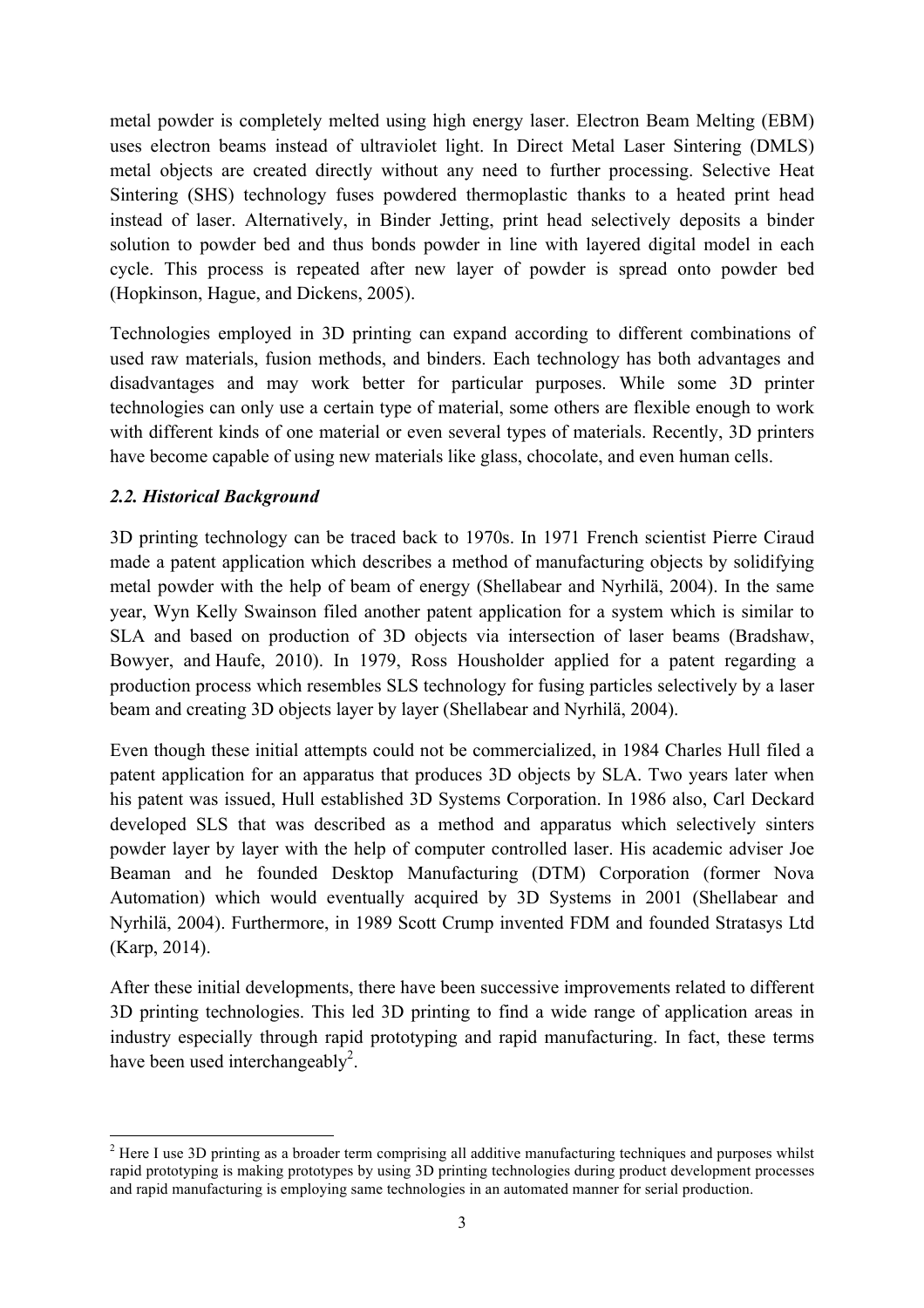metal powder is completely melted using high energy laser. Electron Beam Melting (EBM) uses electron beams instead of ultraviolet light. In Direct Metal Laser Sintering (DMLS) metal objects are created directly without any need to further processing. Selective Heat Sintering (SHS) technology fuses powdered thermoplastic thanks to a heated print head instead of laser. Alternatively, in Binder Jetting, print head selectively deposits a binder solution to powder bed and thus bonds powder in line with layered digital model in each cycle. This process is repeated after new layer of powder is spread onto powder bed (Hopkinson, Hague, and Dickens, 2005).

Technologies employed in 3D printing can expand according to different combinations of used raw materials, fusion methods, and binders. Each technology has both advantages and disadvantages and may work better for particular purposes. While some 3D printer technologies can only use a certain type of material, some others are flexible enough to work with different kinds of one material or even several types of materials. Recently, 3D printers have become capable of using new materials like glass, chocolate, and even human cells.

### *2.2. Historical Background*

3D printing technology can be traced back to 1970s. In 1971 French scientist Pierre Ciraud made a patent application which describes a method of manufacturing objects by solidifying metal powder with the help of beam of energy (Shellabear and Nyrhilä, 2004). In the same year, Wyn Kelly Swainson filed another patent application for a system which is similar to SLA and based on production of 3D objects via intersection of laser beams (Bradshaw, Bowyer, and Haufe, 2010). In 1979, Ross Housholder applied for a patent regarding a production process which resembles SLS technology for fusing particles selectively by a laser beam and creating 3D objects layer by layer (Shellabear and Nyrhilä, 2004).

Even though these initial attempts could not be commercialized, in 1984 Charles Hull filed a patent application for an apparatus that produces 3D objects by SLA. Two years later when his patent was issued, Hull established 3D Systems Corporation. In 1986 also, Carl Deckard developed SLS that was described as a method and apparatus which selectively sinters powder layer by layer with the help of computer controlled laser. His academic adviser Joe Beaman and he founded Desktop Manufacturing (DTM) Corporation (former Nova Automation) which would eventually acquired by 3D Systems in 2001 (Shellabear and Nyrhilä, 2004). Furthermore, in 1989 Scott Crump invented FDM and founded Stratasys Ltd (Karp, 2014).

After these initial developments, there have been successive improvements related to different 3D printing technologies. This led 3D printing to find a wide range of application areas in industry especially through rapid prototyping and rapid manufacturing. In fact, these terms have been used interchangeably[2].

[2] Here I use 3D printing as a broader term comprising all additive manufacturing techniques and purposes whilst rapid prototyping is making prototypes by using 3D printing technologies during product development processes and rapid manufacturing is employing same technologies in an automated manner for serial production.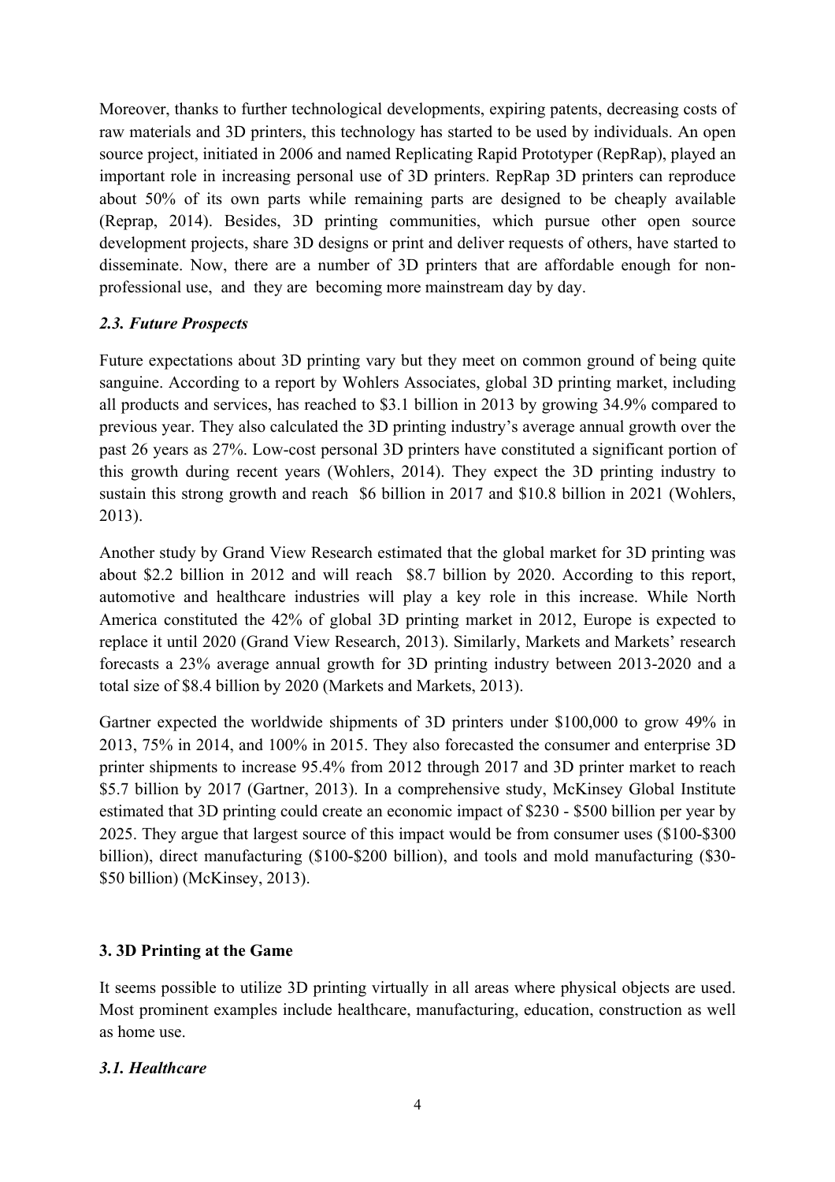Moreover, thanks to further technological developments, expiring patents, decreasing costs of raw materials and 3D printers, this technology has started to be used by individuals. An open source project, initiated in 2006 and named Replicating Rapid Prototyper (RepRap), played an important role in increasing personal use of 3D printers. RepRap 3D printers can reproduce about 50% of its own parts while remaining parts are designed to be cheaply available (Reprap, 2014). Besides, 3D printing communities, which pursue other open source development projects, share 3D designs or print and deliver requests of others, have started to disseminate. Now, there are a number of 3D printers that are affordable enough for non-professional use, and they are becoming more mainstream day by day.

### *2.3. Future Prospects*

Future expectations about 3D printing vary but they meet on common ground of being quite sanguine. According to a report by Wohlers Associates, global 3D printing market, including all products and services, has reached to $3.1 billion in 2013 by growing 34.9% compared to previous year. They also calculated the 3D printing industry's average annual growth over the past 26 years as 27%. Low-cost personal 3D printers have constituted a significant portion of this growth during recent years (Wohlers, 2014). They expect the 3D printing industry to sustain this strong growth and reach $6 billion in 2017 and $10.8 billion in 2021 (Wohlers, 2013).

Another study by Grand View Research estimated that the global market for 3D printing was about $2.2 billion in 2012 and will reach $8.7 billion by 2020. According to this report, automotive and healthcare industries will play a key role in this increase. While North America constituted the 42% of global 3D printing market in 2012, Europe is expected to replace it until 2020 (Grand View Research, 2013). Similarly, Markets and Markets' research forecasts a 23% average annual growth for 3D printing industry between 2013-2020 and a total size of $8.4 billion by 2020 (Markets and Markets, 2013).

Gartner expected the worldwide shipments of 3D printers under $100,000 to grow 49% in 2013, 75% in 2014, and 100% in 2015. They also forecasted the consumer and enterprise 3D printer shipments to increase 95.4% from 2012 through 2017 and 3D printer market to reach $5.7 billion by 2017 (Gartner, 2013). In a comprehensive study, McKinsey Global Institute estimated that 3D printing could create an economic impact of $230 - $500 billion per year by 2025. They argue that largest source of this impact would be from consumer uses ($100-$300 billion), direct manufacturing ($100-$200 billion), and tools and mold manufacturing ($30-$50 billion) (McKinsey, 2013).

## 3. 3D Printing at the Game

It seems possible to utilize 3D printing virtually in all areas where physical objects are used. Most prominent examples include healthcare, manufacturing, education, construction as well as home use.

### *3.1. Healthcare*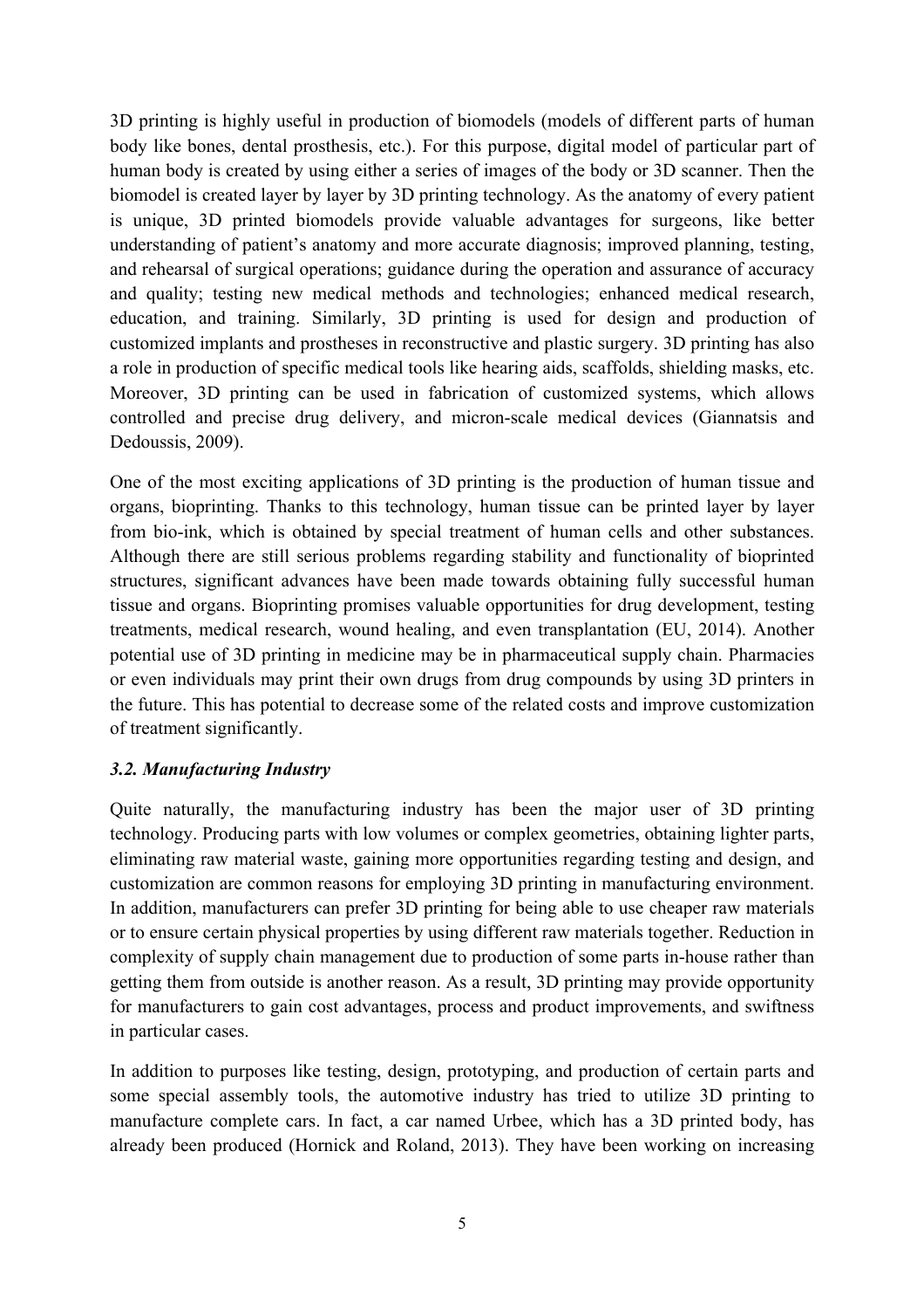3D printing is highly useful in production of biomodels (models of different parts of human body like bones, dental prosthesis, etc.). For this purpose, digital model of particular part of human body is created by using either a series of images of the body or 3D scanner. Then the biomodel is created layer by layer by 3D printing technology. As the anatomy of every patient is unique, 3D printed biomodels provide valuable advantages for surgeons, like better understanding of patient's anatomy and more accurate diagnosis; improved planning, testing, and rehearsal of surgical operations; guidance during the operation and assurance of accuracy and quality; testing new medical methods and technologies; enhanced medical research, education, and training. Similarly, 3D printing is used for design and production of customized implants and prostheses in reconstructive and plastic surgery. 3D printing has also a role in production of specific medical tools like hearing aids, scaffolds, shielding masks, etc. Moreover, 3D printing can be used in fabrication of customized systems, which allows controlled and precise drug delivery, and micron-scale medical devices (Giannatsis and Dedoussis, 2009).

One of the most exciting applications of 3D printing is the production of human tissue and organs, bioprinting. Thanks to this technology, human tissue can be printed layer by layer from bio-ink, which is obtained by special treatment of human cells and other substances. Although there are still serious problems regarding stability and functionality of bioprinted structures, significant advances have been made towards obtaining fully successful human tissue and organs. Bioprinting promises valuable opportunities for drug development, testing treatments, medical research, wound healing, and even transplantation (EU, 2014). Another potential use of 3D printing in medicine may be in pharmaceutical supply chain. Pharmacies or even individuals may print their own drugs from drug compounds by using 3D printers in the future. This has potential to decrease some of the related costs and improve customization of treatment significantly.

### *3.2. Manufacturing Industry*

Quite naturally, the manufacturing industry has been the major user of 3D printing technology. Producing parts with low volumes or complex geometries, obtaining lighter parts, eliminating raw material waste, gaining more opportunities regarding testing and design, and customization are common reasons for employing 3D printing in manufacturing environment. In addition, manufacturers can prefer 3D printing for being able to use cheaper raw materials or to ensure certain physical properties by using different raw materials together. Reduction in complexity of supply chain management due to production of some parts in-house rather than getting them from outside is another reason. As a result, 3D printing may provide opportunity for manufacturers to gain cost advantages, process and product improvements, and swiftness in particular cases.

In addition to purposes like testing, design, prototyping, and production of certain parts and some special assembly tools, the automotive industry has tried to utilize 3D printing to manufacture complete cars. In fact, a car named Urbee, which has a 3D printed body, has already been produced (Hornick and Roland, 2013). They have been working on increasing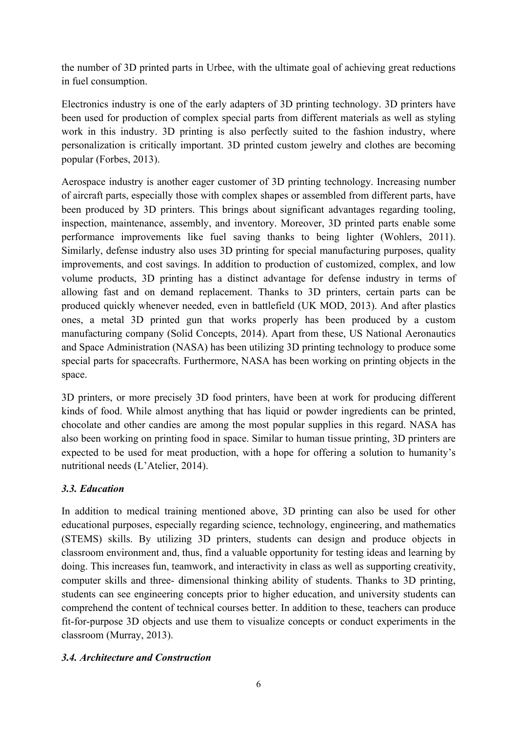the number of 3D printed parts in Urbee, with the ultimate goal of achieving great reductions in fuel consumption.

Electronics industry is one of the early adapters of 3D printing technology. 3D printers have been used for production of complex special parts from different materials as well as styling work in this industry. 3D printing is also perfectly suited to the fashion industry, where personalization is critically important. 3D printed custom jewelry and clothes are becoming popular (Forbes, 2013).

Aerospace industry is another eager customer of 3D printing technology. Increasing number of aircraft parts, especially those with complex shapes or assembled from different parts, have been produced by 3D printers. This brings about significant advantages regarding tooling, inspection, maintenance, assembly, and inventory. Moreover, 3D printed parts enable some performance improvements like fuel saving thanks to being lighter (Wohlers, 2011). Similarly, defense industry also uses 3D printing for special manufacturing purposes, quality improvements, and cost savings. In addition to production of customized, complex, and low volume products, 3D printing has a distinct advantage for defense industry in terms of allowing fast and on demand replacement. Thanks to 3D printers, certain parts can be produced quickly whenever needed, even in battlefield (UK MOD, 2013). And after plastics ones, a metal 3D printed gun that works properly has been produced by a custom manufacturing company (Solid Concepts, 2014). Apart from these, US National Aeronautics and Space Administration (NASA) has been utilizing 3D printing technology to produce some special parts for spacecrafts. Furthermore, NASA has been working on printing objects in the space.

3D printers, or more precisely 3D food printers, have been at work for producing different kinds of food. While almost anything that has liquid or powder ingredients can be printed, chocolate and other candies are among the most popular supplies in this regard. NASA has also been working on printing food in space. Similar to human tissue printing, 3D printers are expected to be used for meat production, with a hope for offering a solution to humanity's nutritional needs (L'Atelier, 2014).

### *3.3. Education*

In addition to medical training mentioned above, 3D printing can also be used for other educational purposes, especially regarding science, technology, engineering, and mathematics (STEMS) skills. By utilizing 3D printers, students can design and produce objects in classroom environment and, thus, find a valuable opportunity for testing ideas and learning by doing. This increases fun, teamwork, and interactivity in class as well as supporting creativity, computer skills and three- dimensional thinking ability of students. Thanks to 3D printing, students can see engineering concepts prior to higher education, and university students can comprehend the content of technical courses better. In addition to these, teachers can produce fit-for-purpose 3D objects and use them to visualize concepts or conduct experiments in the classroom (Murray, 2013).

### *3.4. Architecture and Construction*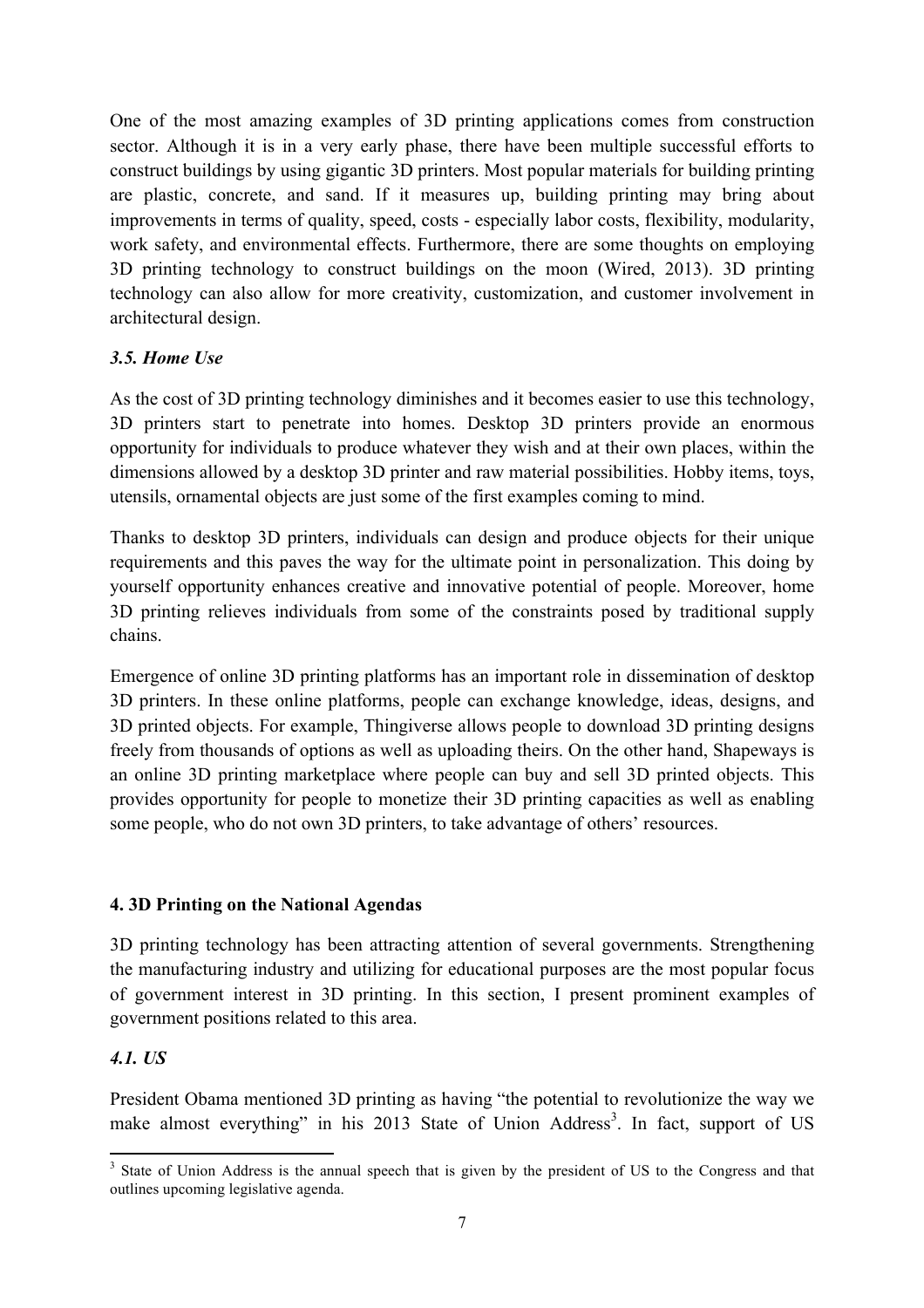One of the most amazing examples of 3D printing applications comes from construction sector. Although it is in a very early phase, there have been multiple successful efforts to construct buildings by using gigantic 3D printers. Most popular materials for building printing are plastic, concrete, and sand. If it measures up, building printing may bring about improvements in terms of quality, speed, costs - especially labor costs, flexibility, modularity, work safety, and environmental effects. Furthermore, there are some thoughts on employing 3D printing technology to construct buildings on the moon (Wired, 2013). 3D printing technology can also allow for more creativity, customization, and customer involvement in architectural design.

### *3.5. Home Use*

As the cost of 3D printing technology diminishes and it becomes easier to use this technology, 3D printers start to penetrate into homes. Desktop 3D printers provide an enormous opportunity for individuals to produce whatever they wish and at their own places, within the dimensions allowed by a desktop 3D printer and raw material possibilities. Hobby items, toys, utensils, ornamental objects are just some of the first examples coming to mind.

Thanks to desktop 3D printers, individuals can design and produce objects for their unique requirements and this paves the way for the ultimate point in personalization. This doing by yourself opportunity enhances creative and innovative potential of people. Moreover, home 3D printing relieves individuals from some of the constraints posed by traditional supply chains.

Emergence of online 3D printing platforms has an important role in dissemination of desktop 3D printers. In these online platforms, people can exchange knowledge, ideas, designs, and 3D printed objects. For example, Thingiverse allows people to download 3D printing designs freely from thousands of options as well as uploading theirs. On the other hand, Shapeways is an online 3D printing marketplace where people can buy and sell 3D printed objects. This provides opportunity for people to monetize their 3D printing capacities as well as enabling some people, who do not own 3D printers, to take advantage of others' resources.

## 4. 3D Printing on the National Agendas

3D printing technology has been attracting attention of several governments. Strengthening the manufacturing industry and utilizing for educational purposes are the most popular focus of government interest in 3D printing. In this section, I present prominent examples of government positions related to this area.

### *4.1. US*

President Obama mentioned 3D printing as having "the potential to revolutionize the way we make almost everything" in his 2013 State of Union Address[3]. In fact, support of US

[3] State of Union Address is the annual speech that is given by the president of US to the Congress and that outlines upcoming legislative agenda.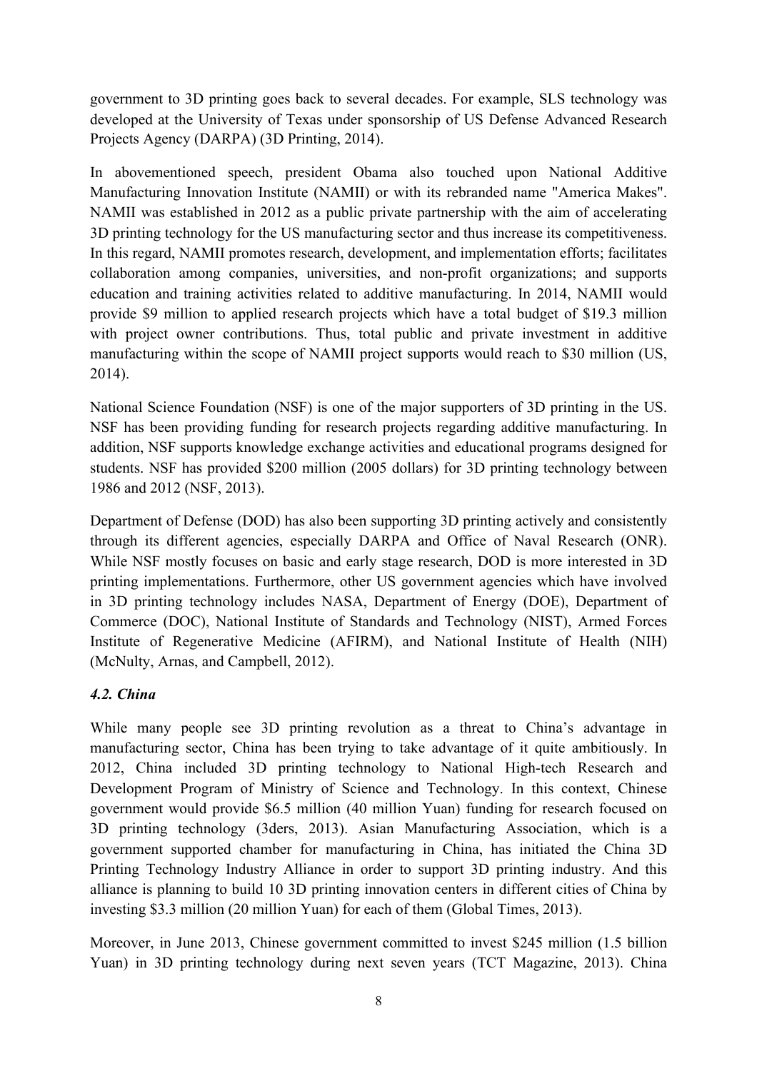government to 3D printing goes back to several decades. For example, SLS technology was developed at the University of Texas under sponsorship of US Defense Advanced Research Projects Agency (DARPA) (3D Printing, 2014).

In abovementioned speech, president Obama also touched upon National Additive Manufacturing Innovation Institute (NAMII) or with its rebranded name "America Makes". NAMII was established in 2012 as a public private partnership with the aim of accelerating 3D printing technology for the US manufacturing sector and thus increase its competitiveness. In this regard, NAMII promotes research, development, and implementation efforts; facilitates collaboration among companies, universities, and non-profit organizations; and supports education and training activities related to additive manufacturing. In 2014, NAMII would provide $9 million to applied research projects which have a total budget of $19.3 million with project owner contributions. Thus, total public and private investment in additive manufacturing within the scope of NAMII project supports would reach to $30 million (US, 2014).

National Science Foundation (NSF) is one of the major supporters of 3D printing in the US. NSF has been providing funding for research projects regarding additive manufacturing. In addition, NSF supports knowledge exchange activities and educational programs designed for students. NSF has provided $200 million (2005 dollars) for 3D printing technology between 1986 and 2012 (NSF, 2013).

Department of Defense (DOD) has also been supporting 3D printing actively and consistently through its different agencies, especially DARPA and Office of Naval Research (ONR). While NSF mostly focuses on basic and early stage research, DOD is more interested in 3D printing implementations. Furthermore, other US government agencies which have involved in 3D printing technology includes NASA, Department of Energy (DOE), Department of Commerce (DOC), National Institute of Standards and Technology (NIST), Armed Forces Institute of Regenerative Medicine (AFIRM), and National Institute of Health (NIH) (McNulty, Arnas, and Campbell, 2012).

### *4.2. China*

While many people see 3D printing revolution as a threat to China's advantage in manufacturing sector, China has been trying to take advantage of it quite ambitiously. In 2012, China included 3D printing technology to National High-tech Research and Development Program of Ministry of Science and Technology. In this context, Chinese government would provide $6.5 million (40 million Yuan) funding for research focused on 3D printing technology (3ders, 2013). Asian Manufacturing Association, which is a government supported chamber for manufacturing in China, has initiated the China 3D Printing Technology Industry Alliance in order to support 3D printing industry. And this alliance is planning to build 10 3D printing innovation centers in different cities of China by investing $3.3 million (20 million Yuan) for each of them (Global Times, 2013).

Moreover, in June 2013, Chinese government committed to invest $245 million (1.5 billion Yuan) in 3D printing technology during next seven years (TCT Magazine, 2013). China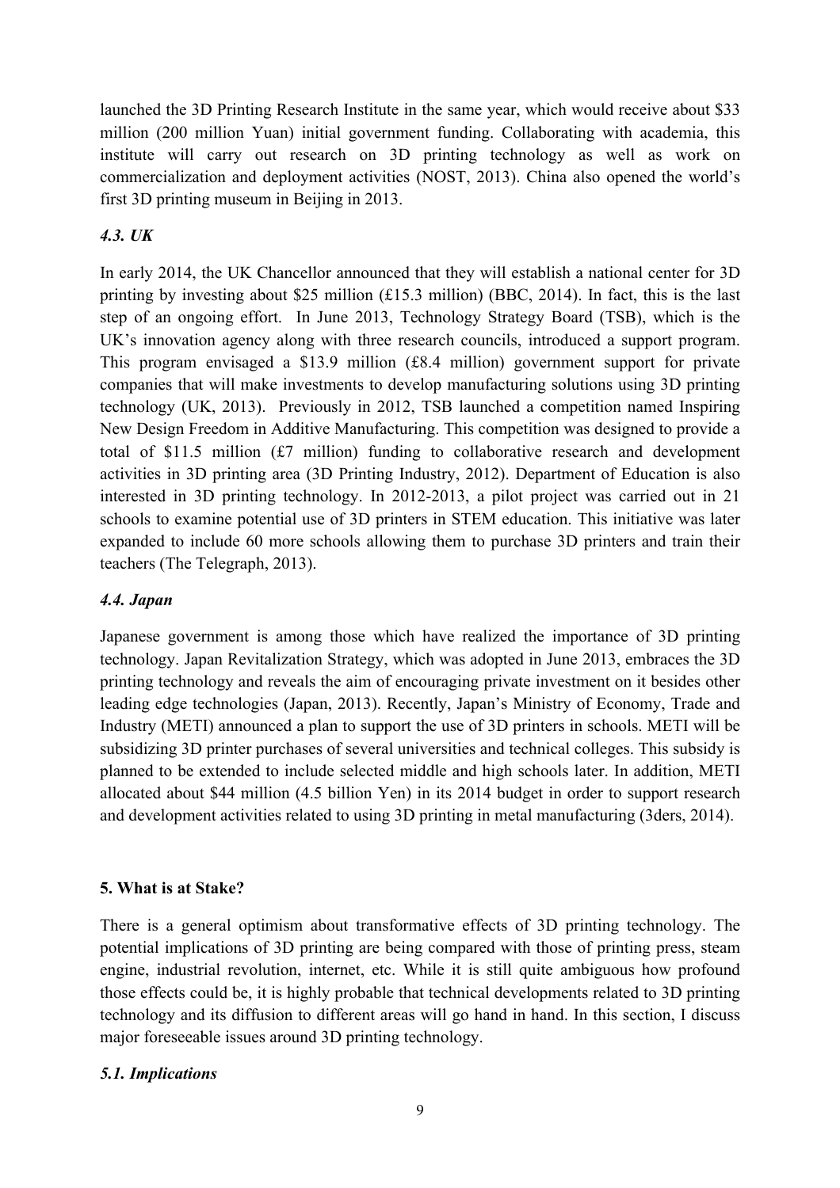launched the 3D Printing Research Institute in the same year, which would receive about $33 million (200 million Yuan) initial government funding. Collaborating with academia, this institute will carry out research on 3D printing technology as well as work on commercialization and deployment activities (NOST, 2013). China also opened the world's first 3D printing museum in Beijing in 2013.

### *4.3. UK*

In early 2014, the UK Chancellor announced that they will establish a national center for 3D printing by investing about $25 million (£15.3 million) (BBC, 2014). In fact, this is the last step of an ongoing effort. In June 2013, Technology Strategy Board (TSB), which is the UK's innovation agency along with three research councils, introduced a support program. This program envisaged a $13.9 million (£8.4 million) government support for private companies that will make investments to develop manufacturing solutions using 3D printing technology (UK, 2013). Previously in 2012, TSB launched a competition named Inspiring New Design Freedom in Additive Manufacturing. This competition was designed to provide a total of $11.5 million (£7 million) funding to collaborative research and development activities in 3D printing area (3D Printing Industry, 2012). Department of Education is also interested in 3D printing technology. In 2012-2013, a pilot project was carried out in 21 schools to examine potential use of 3D printers in STEM education. This initiative was later expanded to include 60 more schools allowing them to purchase 3D printers and train their teachers (The Telegraph, 2013).

### *4.4. Japan*

Japanese government is among those which have realized the importance of 3D printing technology. Japan Revitalization Strategy, which was adopted in June 2013, embraces the 3D printing technology and reveals the aim of encouraging private investment on it besides other leading edge technologies (Japan, 2013). Recently, Japan's Ministry of Economy, Trade and Industry (METI) announced a plan to support the use of 3D printers in schools. METI will be subsidizing 3D printer purchases of several universities and technical colleges. This subsidy is planned to be extended to include selected middle and high schools later. In addition, METI allocated about $44 million (4.5 billion Yen) in its 2014 budget in order to support research and development activities related to using 3D printing in metal manufacturing (3ders, 2014).

## 5. What is at Stake?

There is a general optimism about transformative effects of 3D printing technology. The potential implications of 3D printing are being compared with those of printing press, steam engine, industrial revolution, internet, etc. While it is still quite ambiguous how profound those effects could be, it is highly probable that technical developments related to 3D printing technology and its diffusion to different areas will go hand in hand. In this section, I discuss major foreseeable issues around 3D printing technology.

### *5.1. Implications*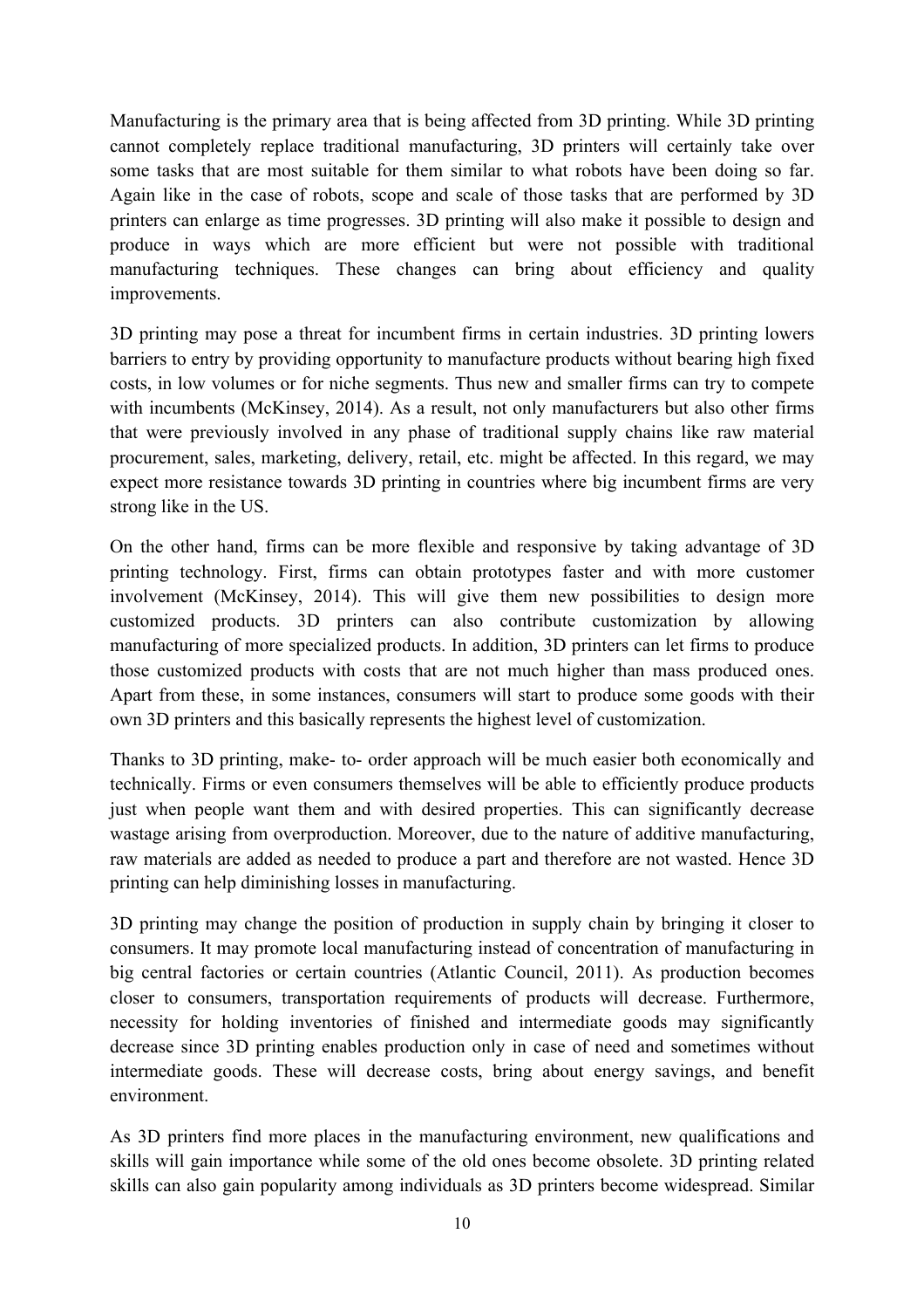Manufacturing is the primary area that is being affected from 3D printing. While 3D printing cannot completely replace traditional manufacturing, 3D printers will certainly take over some tasks that are most suitable for them similar to what robots have been doing so far. Again like in the case of robots, scope and scale of those tasks that are performed by 3D printers can enlarge as time progresses. 3D printing will also make it possible to design and produce in ways which are more efficient but were not possible with traditional manufacturing techniques. These changes can bring about efficiency and quality improvements.

3D printing may pose a threat for incumbent firms in certain industries. 3D printing lowers barriers to entry by providing opportunity to manufacture products without bearing high fixed costs, in low volumes or for niche segments. Thus new and smaller firms can try to compete with incumbents (McKinsey, 2014). As a result, not only manufacturers but also other firms that were previously involved in any phase of traditional supply chains like raw material procurement, sales, marketing, delivery, retail, etc. might be affected. In this regard, we may expect more resistance towards 3D printing in countries where big incumbent firms are very strong like in the US.

On the other hand, firms can be more flexible and responsive by taking advantage of 3D printing technology. First, firms can obtain prototypes faster and with more customer involvement (McKinsey, 2014). This will give them new possibilities to design more customized products. 3D printers can also contribute customization by allowing manufacturing of more specialized products. In addition, 3D printers can let firms to produce those customized products with costs that are not much higher than mass produced ones. Apart from these, in some instances, consumers will start to produce some goods with their own 3D printers and this basically represents the highest level of customization.

Thanks to 3D printing, make- to- order approach will be much easier both economically and technically. Firms or even consumers themselves will be able to efficiently produce products just when people want them and with desired properties. This can significantly decrease wastage arising from overproduction. Moreover, due to the nature of additive manufacturing, raw materials are added as needed to produce a part and therefore are not wasted. Hence 3D printing can help diminishing losses in manufacturing.

3D printing may change the position of production in supply chain by bringing it closer to consumers. It may promote local manufacturing instead of concentration of manufacturing in big central factories or certain countries (Atlantic Council, 2011). As production becomes closer to consumers, transportation requirements of products will decrease. Furthermore, necessity for holding inventories of finished and intermediate goods may significantly decrease since 3D printing enables production only in case of need and sometimes without intermediate goods. These will decrease costs, bring about energy savings, and benefit environment.

As 3D printers find more places in the manufacturing environment, new qualifications and skills will gain importance while some of the old ones become obsolete. 3D printing related skills can also gain popularity among individuals as 3D printers become widespread. Similar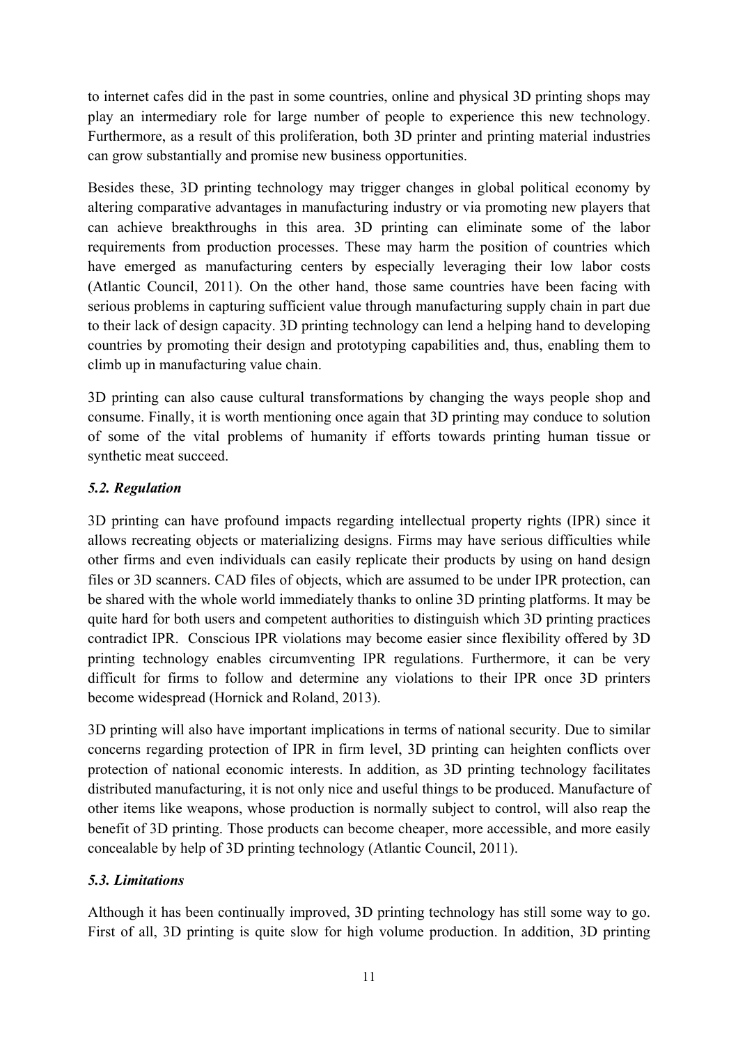to internet cafes did in the past in some countries, online and physical 3D printing shops may play an intermediary role for large number of people to experience this new technology. Furthermore, as a result of this proliferation, both 3D printer and printing material industries can grow substantially and promise new business opportunities.

Besides these, 3D printing technology may trigger changes in global political economy by altering comparative advantages in manufacturing industry or via promoting new players that can achieve breakthroughs in this area. 3D printing can eliminate some of the labor requirements from production processes. These may harm the position of countries which have emerged as manufacturing centers by especially leveraging their low labor costs (Atlantic Council, 2011). On the other hand, those same countries have been facing with serious problems in capturing sufficient value through manufacturing supply chain in part due to their lack of design capacity. 3D printing technology can lend a helping hand to developing countries by promoting their design and prototyping capabilities and, thus, enabling them to climb up in manufacturing value chain.

3D printing can also cause cultural transformations by changing the ways people shop and consume. Finally, it is worth mentioning once again that 3D printing may conduce to solution of some of the vital problems of humanity if efforts towards printing human tissue or synthetic meat succeed.

### *5.2. Regulation*

3D printing can have profound impacts regarding intellectual property rights (IPR) since it allows recreating objects or materializing designs. Firms may have serious difficulties while other firms and even individuals can easily replicate their products by using on hand design files or 3D scanners. CAD files of objects, which are assumed to be under IPR protection, can be shared with the whole world immediately thanks to online 3D printing platforms. It may be quite hard for both users and competent authorities to distinguish which 3D printing practices contradict IPR. Conscious IPR violations may become easier since flexibility offered by 3D printing technology enables circumventing IPR regulations. Furthermore, it can be very difficult for firms to follow and determine any violations to their IPR once 3D printers become widespread (Hornick and Roland, 2013).

3D printing will also have important implications in terms of national security. Due to similar concerns regarding protection of IPR in firm level, 3D printing can heighten conflicts over protection of national economic interests. In addition, as 3D printing technology facilitates distributed manufacturing, it is not only nice and useful things to be produced. Manufacture of other items like weapons, whose production is normally subject to control, will also reap the benefit of 3D printing. Those products can become cheaper, more accessible, and more easily concealable by help of 3D printing technology (Atlantic Council, 2011).

### *5.3. Limitations*

Although it has been continually improved, 3D printing technology has still some way to go. First of all, 3D printing is quite slow for high volume production. In addition, 3D printing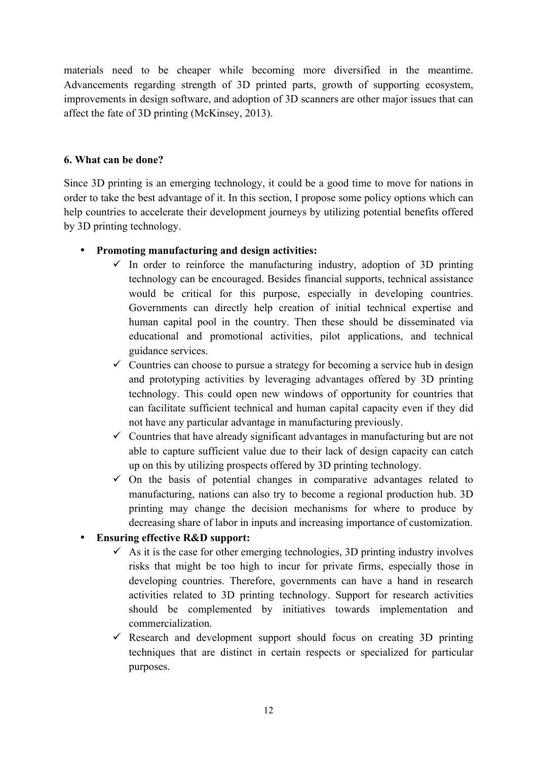materials need to be cheaper while becoming more diversified in the meantime. Advancements regarding strength of 3D printed parts, growth of supporting ecosystem, improvements in design software, and adoption of 3D scanners are other major issues that can affect the fate of 3D printing (McKinsey, 2013).

**6. What can be done?**

Since 3D printing is an emerging technology, it could be a good time to move for nations in order to take the best advantage of it. In this section, I propose some policy options which can help countries to accelerate their development journeys by utilizing potential benefits offered by 3D printing technology.

- **Promoting manufacturing and design activities:**
  - ✓ In order to reinforce the manufacturing industry, adoption of 3D printing technology can be encouraged. Besides financial supports, technical assistance would be critical for this purpose, especially in developing countries. Governments can directly help creation of initial technical expertise and human capital pool in the country. Then these should be disseminated via educational and promotional activities, pilot applications, and technical guidance services.
  - ✓ Countries can choose to pursue a strategy for becoming a service hub in design and prototyping activities by leveraging advantages offered by 3D printing technology. This could open new windows of opportunity for countries that can facilitate sufficient technical and human capital capacity even if they did not have any particular advantage in manufacturing previously.
  - ✓ Countries that have already significant advantages in manufacturing but are not able to capture sufficient value due to their lack of design capacity can catch up on this by utilizing prospects offered by 3D printing technology.
  - ✓ On the basis of potential changes in comparative advantages related to manufacturing, nations can also try to become a regional production hub. 3D printing may change the decision mechanisms for where to produce by decreasing share of labor in inputs and increasing importance of customization.
- **Ensuring effective R&D support:**
  - ✓ As it is the case for other emerging technologies, 3D printing industry involves risks that might be too high to incur for private firms, especially those in developing countries. Therefore, governments can have a hand in research activities related to 3D printing technology. Support for research activities should be complemented by initiatives towards implementation and commercialization.
  - ✓ Research and development support should focus on creating 3D printing techniques that are distinct in certain respects or specialized for particular purposes.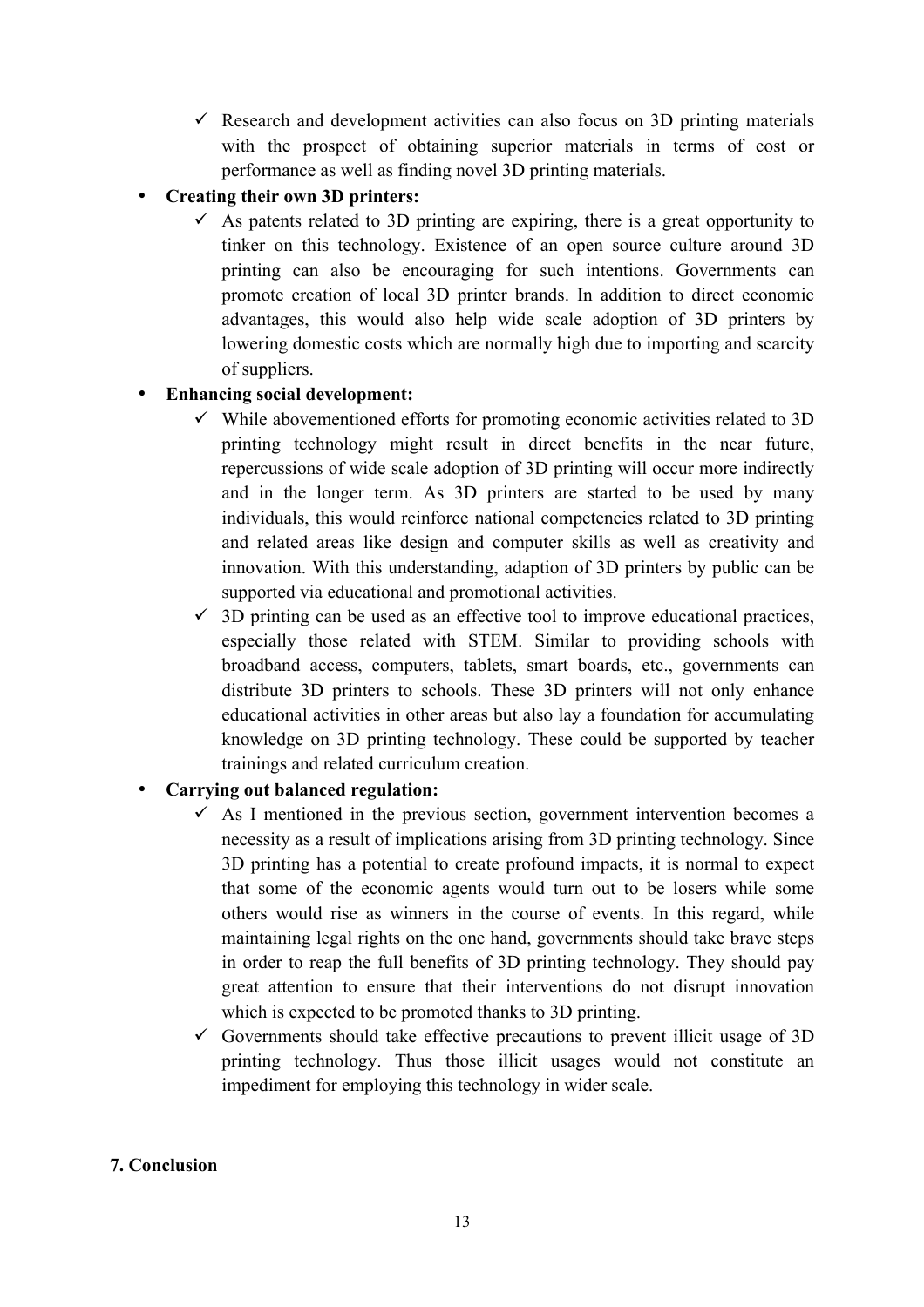- ✓ Research and development activities can also focus on 3D printing materials with the prospect of obtaining superior materials in terms of cost or performance as well as finding novel 3D printing materials.

- **Creating their own 3D printers:**
  - ✓ As patents related to 3D printing are expiring, there is a great opportunity to tinker on this technology. Existence of an open source culture around 3D printing can also be encouraging for such intentions. Governments can promote creation of local 3D printer brands. In addition to direct economic advantages, this would also help wide scale adoption of 3D printers by lowering domestic costs which are normally high due to importing and scarcity of suppliers.

- **Enhancing social development:**
  - ✓ While abovementioned efforts for promoting economic activities related to 3D printing technology might result in direct benefits in the near future, repercussions of wide scale adoption of 3D printing will occur more indirectly and in the longer term. As 3D printers are started to be used by many individuals, this would reinforce national competencies related to 3D printing and related areas like design and computer skills as well as creativity and innovation. With this understanding, adaption of 3D printers by public can be supported via educational and promotional activities.
  - ✓ 3D printing can be used as an effective tool to improve educational practices, especially those related with STEM. Similar to providing schools with broadband access, computers, tablets, smart boards, etc., governments can distribute 3D printers to schools. These 3D printers will not only enhance educational activities in other areas but also lay a foundation for accumulating knowledge on 3D printing technology. These could be supported by teacher trainings and related curriculum creation.

- **Carrying out balanced regulation:**
  - ✓ As I mentioned in the previous section, government intervention becomes a necessity as a result of implications arising from 3D printing technology. Since 3D printing has a potential to create profound impacts, it is normal to expect that some of the economic agents would turn out to be losers while some others would rise as winners in the course of events. In this regard, while maintaining legal rights on the one hand, governments should take brave steps in order to reap the full benefits of 3D printing technology. They should pay great attention to ensure that their interventions do not disrupt innovation which is expected to be promoted thanks to 3D printing.
  - ✓ Governments should take effective precautions to prevent illicit usage of 3D printing technology. Thus those illicit usages would not constitute an impediment for employing this technology in wider scale.

## 7. Conclusion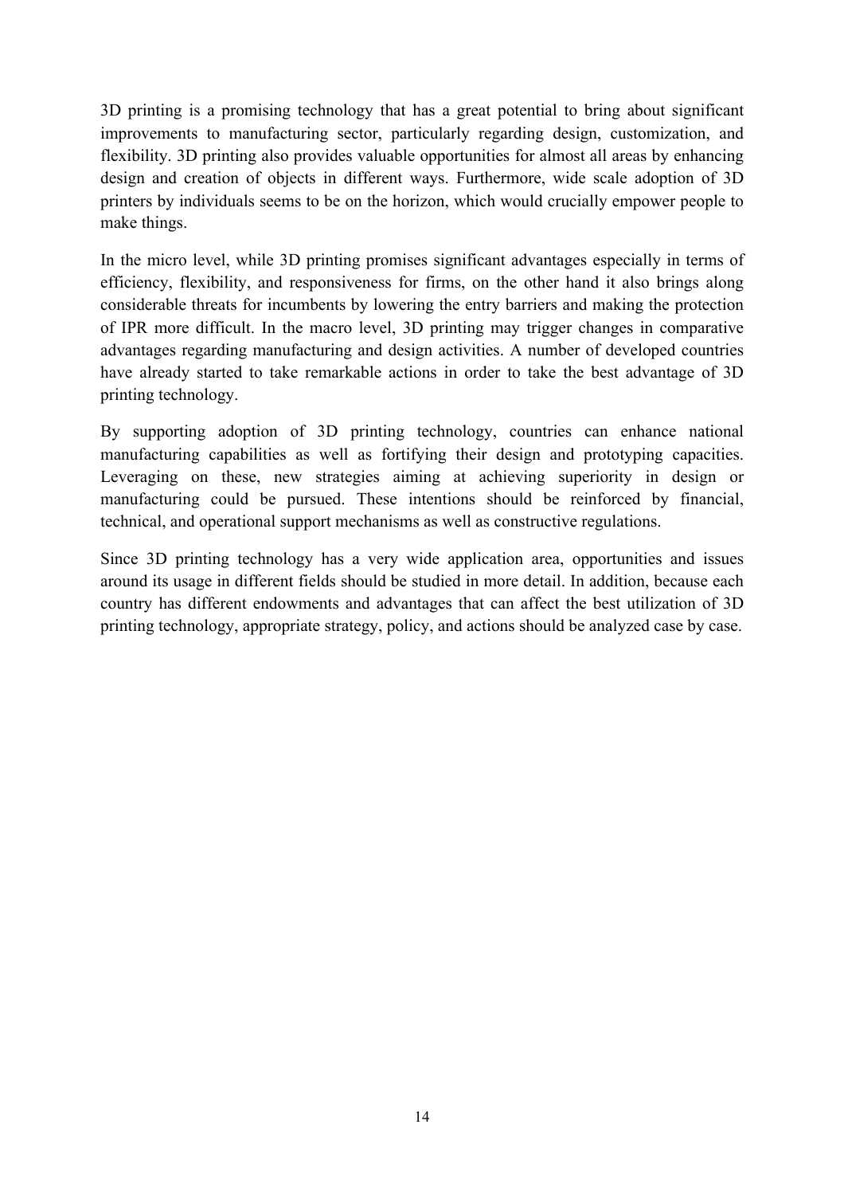3D printing is a promising technology that has a great potential to bring about significant improvements to manufacturing sector, particularly regarding design, customization, and flexibility. 3D printing also provides valuable opportunities for almost all areas by enhancing design and creation of objects in different ways. Furthermore, wide scale adoption of 3D printers by individuals seems to be on the horizon, which would crucially empower people to make things.

In the micro level, while 3D printing promises significant advantages especially in terms of efficiency, flexibility, and responsiveness for firms, on the other hand it also brings along considerable threats for incumbents by lowering the entry barriers and making the protection of IPR more difficult. In the macro level, 3D printing may trigger changes in comparative advantages regarding manufacturing and design activities. A number of developed countries have already started to take remarkable actions in order to take the best advantage of 3D printing technology.

By supporting adoption of 3D printing technology, countries can enhance national manufacturing capabilities as well as fortifying their design and prototyping capacities. Leveraging on these, new strategies aiming at achieving superiority in design or manufacturing could be pursued. These intentions should be reinforced by financial, technical, and operational support mechanisms as well as constructive regulations.

Since 3D printing technology has a very wide application area, opportunities and issues around its usage in different fields should be studied in more detail. In addition, because each country has different endowments and advantages that can affect the best utilization of 3D printing technology, appropriate strategy, policy, and actions should be analyzed case by case.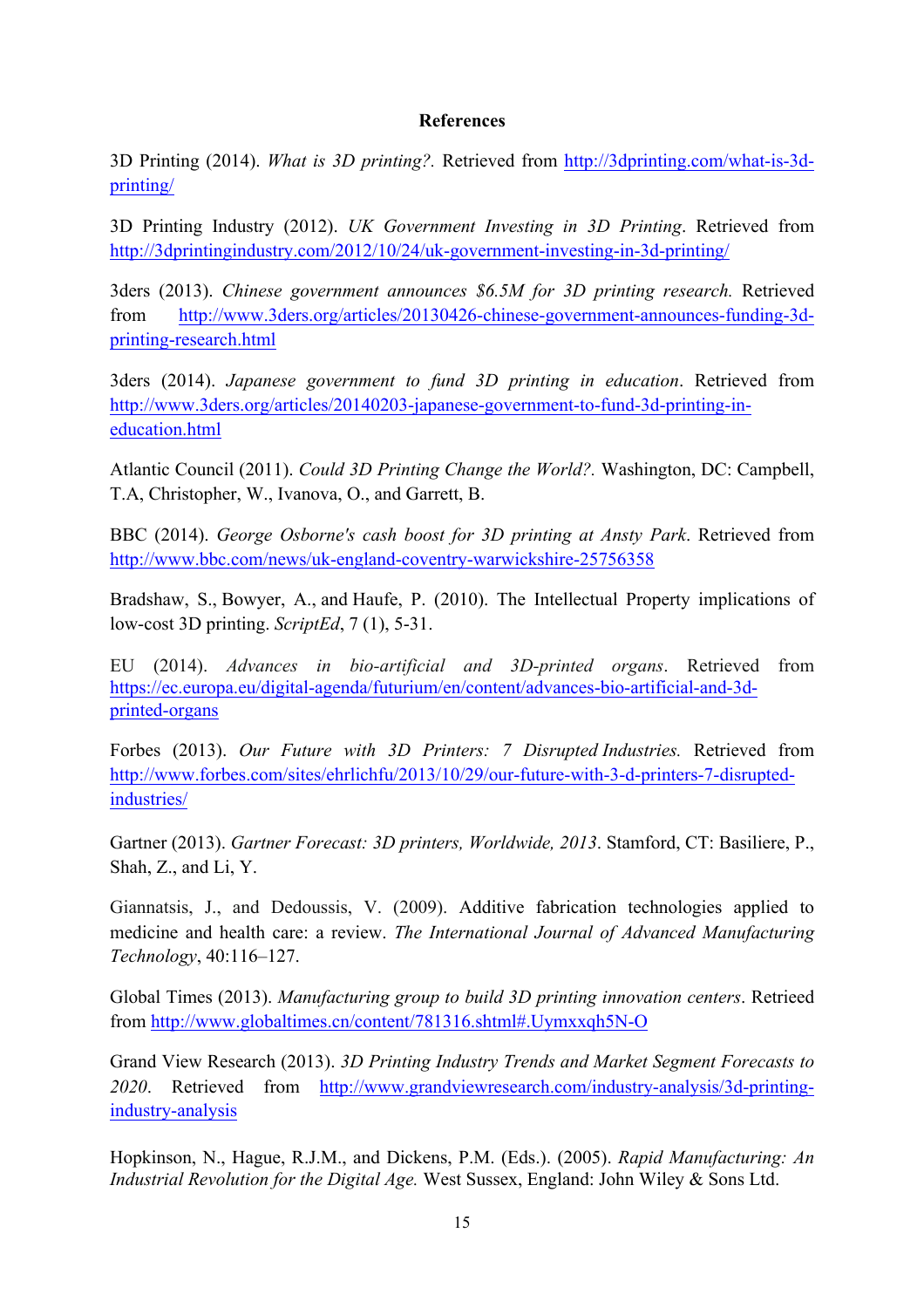## References

3D Printing (2014). *What is 3D printing?.* Retrieved from http://3dprinting.com/what-is-3d-printing/

3D Printing Industry (2012). *UK Government Investing in 3D Printing*. Retrieved from http://3dprintingindustry.com/2012/10/24/uk-government-investing-in-3d-printing/

3ders (2013). *Chinese government announces $6.5M for 3D printing research.* Retrieved from http://www.3ders.org/articles/20130426-chinese-government-announces-funding-3d-printing-research.html

3ders (2014). *Japanese government to fund 3D printing in education*. Retrieved from http://www.3ders.org/articles/20140203-japanese-government-to-fund-3d-printing-in-education.html

Atlantic Council (2011). *Could 3D Printing Change the World?.* Washington, DC: Campbell, T.A, Christopher, W., Ivanova, O., and Garrett, B.

BBC (2014). *George Osborne's cash boost for 3D printing at Ansty Park*. Retrieved from http://www.bbc.com/news/uk-england-coventry-warwickshire-25756358

Bradshaw, S., Bowyer, A., and Haufe, P. (2010). The Intellectual Property implications of low-cost 3D printing. *ScriptEd*, 7 (1), 5-31.

EU (2014). *Advances in bio-artificial and 3D-printed organs*. Retrieved from https://ec.europa.eu/digital-agenda/futurium/en/content/advances-bio-artificial-and-3d-printed-organs

Forbes (2013). *Our Future with 3D Printers: 7 Disrupted Industries.* Retrieved from http://www.forbes.com/sites/ehrlichfu/2013/10/29/our-future-with-3-d-printers-7-disrupted-industries/

Gartner (2013). *Gartner Forecast: 3D printers, Worldwide, 2013*. Stamford, CT: Basiliere, P., Shah, Z., and Li, Y.

Giannatsis, J., and Dedoussis, V. (2009). Additive fabrication technologies applied to medicine and health care: a review. *The International Journal of Advanced Manufacturing Technology*, 40:116–127.

Global Times (2013). *Manufacturing group to build 3D printing innovation centers*. Retrieed from http://www.globaltimes.cn/content/781316.shtml#.Uymxxqh5N-O

Grand View Research (2013). *3D Printing Industry Trends and Market Segment Forecasts to 2020*. Retrieved from http://www.grandviewresearch.com/industry-analysis/3d-printing-industry-analysis

Hopkinson, N., Hague, R.J.M., and Dickens, P.M. (Eds.). (2005). *Rapid Manufacturing: An Industrial Revolution for the Digital Age.* West Sussex, England: John Wiley & Sons Ltd.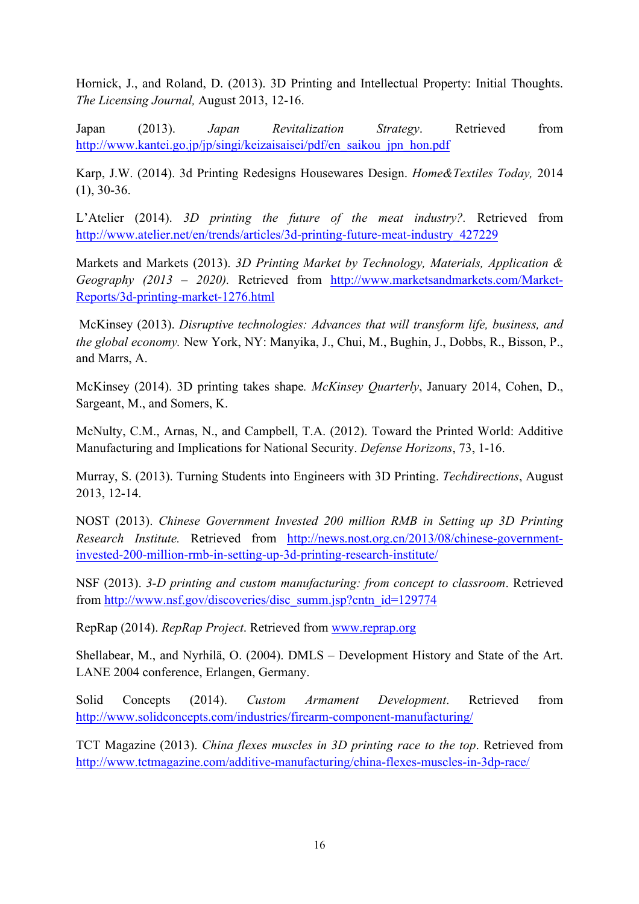Hornick, J., and Roland, D. (2013). 3D Printing and Intellectual Property: Initial Thoughts. *The Licensing Journal,* August 2013, 12-16.

Japan (2013). *Japan Revitalization Strategy*. Retrieved from http://www.kantei.go.jp/jp/singi/keizaisaisei/pdf/en_saikou_jpn_hon.pdf

Karp, J.W. (2014). 3d Printing Redesigns Housewares Design. *Home&Textiles Today,* 2014 (1), 30-36.

L'Atelier (2014). *3D printing the future of the meat industry?*. Retrieved from http://www.atelier.net/en/trends/articles/3d-printing-future-meat-industry_427229

Markets and Markets (2013). *3D Printing Market by Technology, Materials, Application & Geography (2013 – 2020).* Retrieved from http://www.marketsandmarkets.com/Market-Reports/3d-printing-market-1276.html

McKinsey (2013). *Disruptive technologies: Advances that will transform life, business, and the global economy.* New York, NY: Manyika, J., Chui, M., Bughin, J., Dobbs, R., Bisson, P., and Marrs, A.

McKinsey (2014). 3D printing takes shape*. McKinsey Quarterly*, January 2014, Cohen, D., Sargeant, M., and Somers, K.

McNulty, C.M., Arnas, N., and Campbell, T.A. (2012). Toward the Printed World: Additive Manufacturing and Implications for National Security. *Defense Horizons*, 73, 1-16.

Murray, S. (2013). Turning Students into Engineers with 3D Printing. *Techdirections*, August 2013, 12-14.

NOST (2013). *Chinese Government Invested 200 million RMB in Setting up 3D Printing Research Institute.* Retrieved from http://news.nost.org.cn/2013/08/chinese-government-invested-200-million-rmb-in-setting-up-3d-printing-research-institute/

NSF (2013). *3-D printing and custom manufacturing: from concept to classroom*. Retrieved from http://www.nsf.gov/discoveries/disc_summ.jsp?cntn_id=129774

RepRap (2014). *RepRap Project*. Retrieved from www.reprap.org

Shellabear, M., and Nyrhilä, O. (2004). DMLS – Development History and State of the Art. LANE 2004 conference, Erlangen, Germany.

Solid Concepts (2014). *Custom Armament Development*. Retrieved from http://www.solidconcepts.com/industries/firearm-component-manufacturing/

TCT Magazine (2013). *China flexes muscles in 3D printing race to the top*. Retrieved from http://www.tctmagazine.com/additive-manufacturing/china-flexes-muscles-in-3dp-race/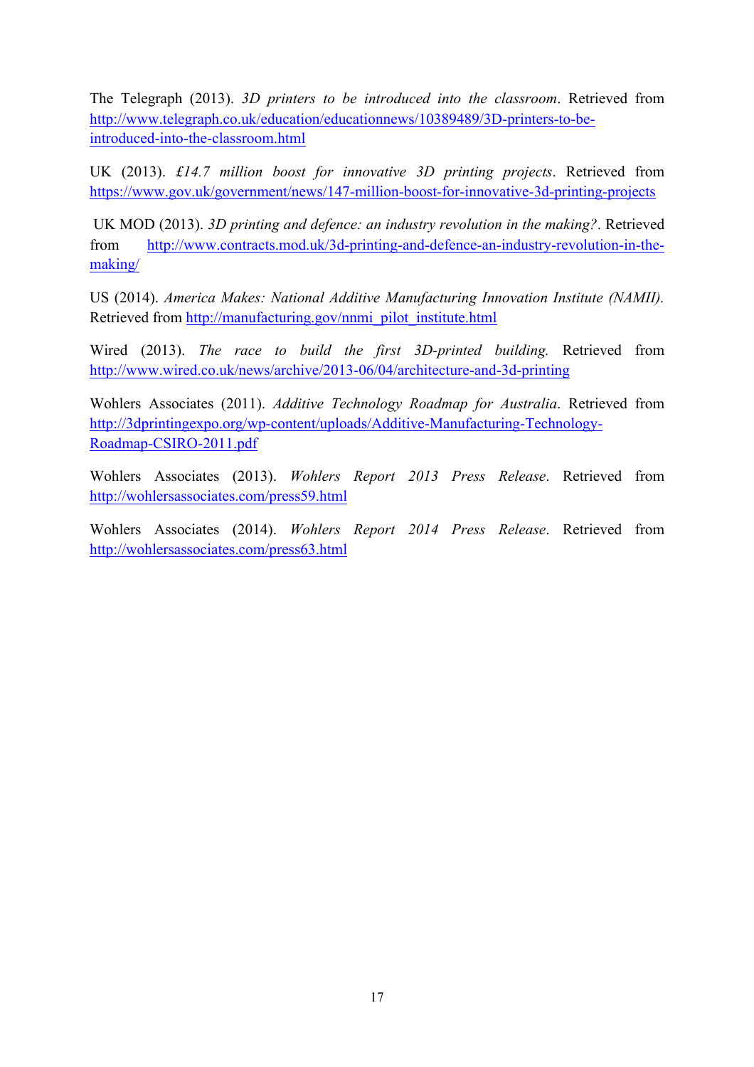The Telegraph (2013). *3D printers to be introduced into the classroom*. Retrieved from http://www.telegraph.co.uk/education/educationnews/10389489/3D-printers-to-be-introduced-into-the-classroom.html

UK (2013). *£14.7 million boost for innovative 3D printing projects*. Retrieved from https://www.gov.uk/government/news/147-million-boost-for-innovative-3d-printing-projects

UK MOD (2013). *3D printing and defence: an industry revolution in the making?*. Retrieved from http://www.contracts.mod.uk/3d-printing-and-defence-an-industry-revolution-in-the-making/

US (2014). *America Makes: National Additive Manufacturing Innovation Institute (NAMII).* Retrieved from http://manufacturing.gov/nnmi_pilot_institute.html

Wired (2013). *The race to build the first 3D-printed building.* Retrieved from http://www.wired.co.uk/news/archive/2013-06/04/architecture-and-3d-printing

Wohlers Associates (2011). *Additive Technology Roadmap for Australia*. Retrieved from http://3dprintingexpo.org/wp-content/uploads/Additive-Manufacturing-Technology-Roadmap-CSIRO-2011.pdf

Wohlers Associates (2013). *Wohlers Report 2013 Press Release*. Retrieved from http://wohlersassociates.com/press59.html

Wohlers Associates (2014). *Wohlers Report 2014 Press Release*. Retrieved from http://wohlersassociates.com/press63.html